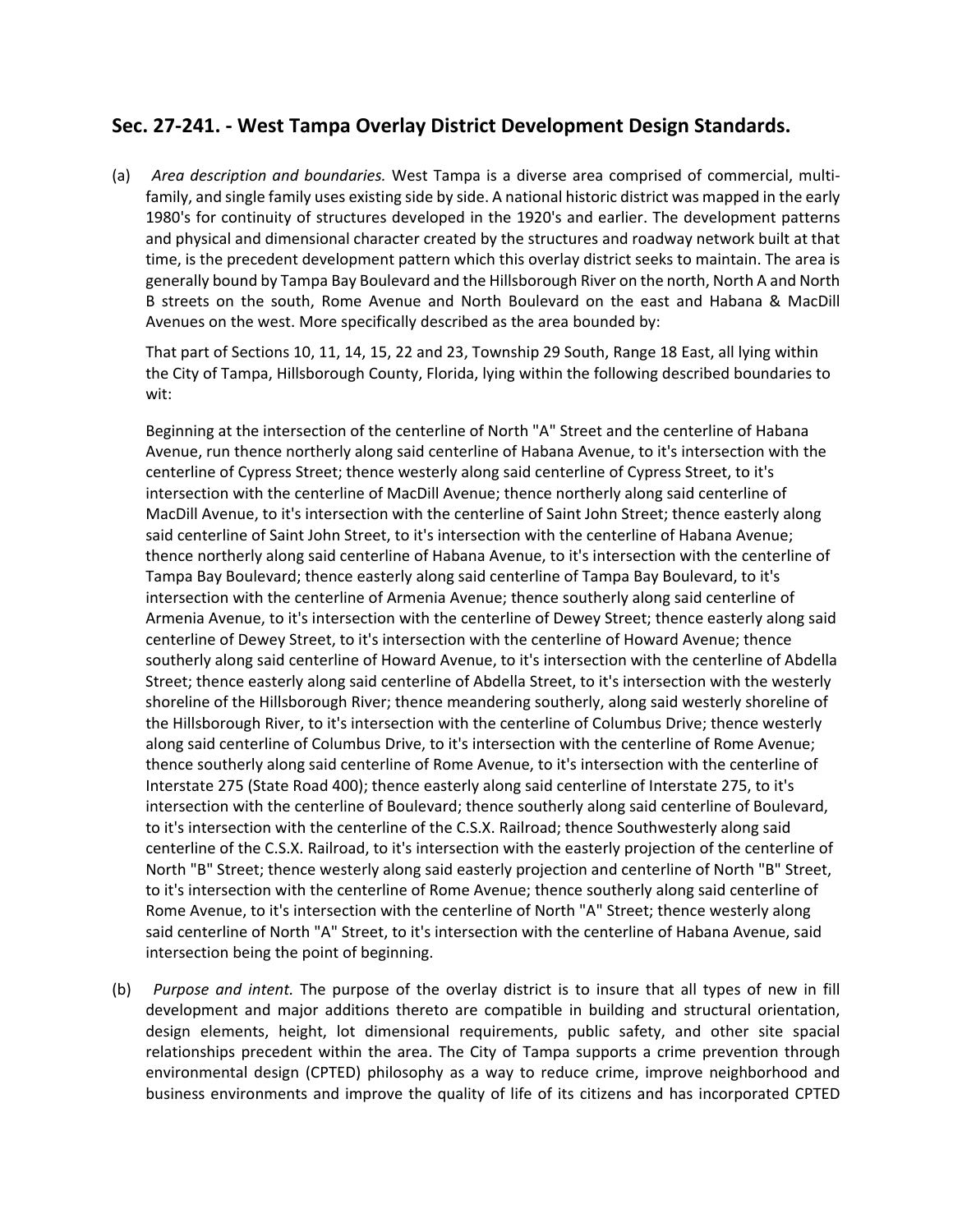## Sec. 27-241. - West Tampa Overlay District Development Design Standards.

(a) *Area description and boundaries.* West Tampa is a diverse area comprised of commercial, multi-family, and single family uses existing side by side. A national historic district was mapped in the early 1980's for continuity of structures developed in the 1920's and earlier. The development patterns and physical and dimensional character created by the structures and roadway network built at that time, is the precedent development pattern which this overlay district seeks to maintain. The area is generally bound by Tampa Bay Boulevard and the Hillsborough River on the north, North A and North B streets on the south, Rome Avenue and North Boulevard on the east and Habana & MacDill Avenues on the west. More specifically described as the area bounded by:

That part of Sections 10, 11, 14, 15, 22 and 23, Township 29 South, Range 18 East, all lying within the City of Tampa, Hillsborough County, Florida, lying within the following described boundaries to wit:

Beginning at the intersection of the centerline of North "A" Street and the centerline of Habana Avenue, run thence northerly along said centerline of Habana Avenue, to it's intersection with the centerline of Cypress Street; thence westerly along said centerline of Cypress Street, to it's intersection with the centerline of MacDill Avenue; thence northerly along said centerline of MacDill Avenue, to it's intersection with the centerline of Saint John Street; thence easterly along said centerline of Saint John Street, to it's intersection with the centerline of Habana Avenue; thence northerly along said centerline of Habana Avenue, to it's intersection with the centerline of Tampa Bay Boulevard; thence easterly along said centerline of Tampa Bay Boulevard, to it's intersection with the centerline of Armenia Avenue; thence southerly along said centerline of Armenia Avenue, to it's intersection with the centerline of Dewey Street; thence easterly along said centerline of Dewey Street, to it's intersection with the centerline of Howard Avenue; thence southerly along said centerline of Howard Avenue, to it's intersection with the centerline of Abdella Street; thence easterly along said centerline of Abdella Street, to it's intersection with the westerly shoreline of the Hillsborough River; thence meandering southerly, along said westerly shoreline of the Hillsborough River, to it's intersection with the centerline of Columbus Drive; thence westerly along said centerline of Columbus Drive, to it's intersection with the centerline of Rome Avenue; thence southerly along said centerline of Rome Avenue, to it's intersection with the centerline of Interstate 275 (State Road 400); thence easterly along said centerline of Interstate 275, to it's intersection with the centerline of Boulevard; thence southerly along said centerline of Boulevard, to it's intersection with the centerline of the C.S.X. Railroad; thence Southwesterly along said centerline of the C.S.X. Railroad, to it's intersection with the easterly projection of the centerline of North "B" Street; thence westerly along said easterly projection and centerline of North "B" Street, to it's intersection with the centerline of Rome Avenue; thence southerly along said centerline of Rome Avenue, to it's intersection with the centerline of North "A" Street; thence westerly along said centerline of North "A" Street, to it's intersection with the centerline of Habana Avenue, said intersection being the point of beginning.

(b) *Purpose and intent.* The purpose of the overlay district is to insure that all types of new in fill development and major additions thereto are compatible in building and structural orientation, design elements, height, lot dimensional requirements, public safety, and other site spacial relationships precedent within the area. The City of Tampa supports a crime prevention through environmental design (CPTED) philosophy as a way to reduce crime, improve neighborhood and business environments and improve the quality of life of its citizens and has incorporated CPTED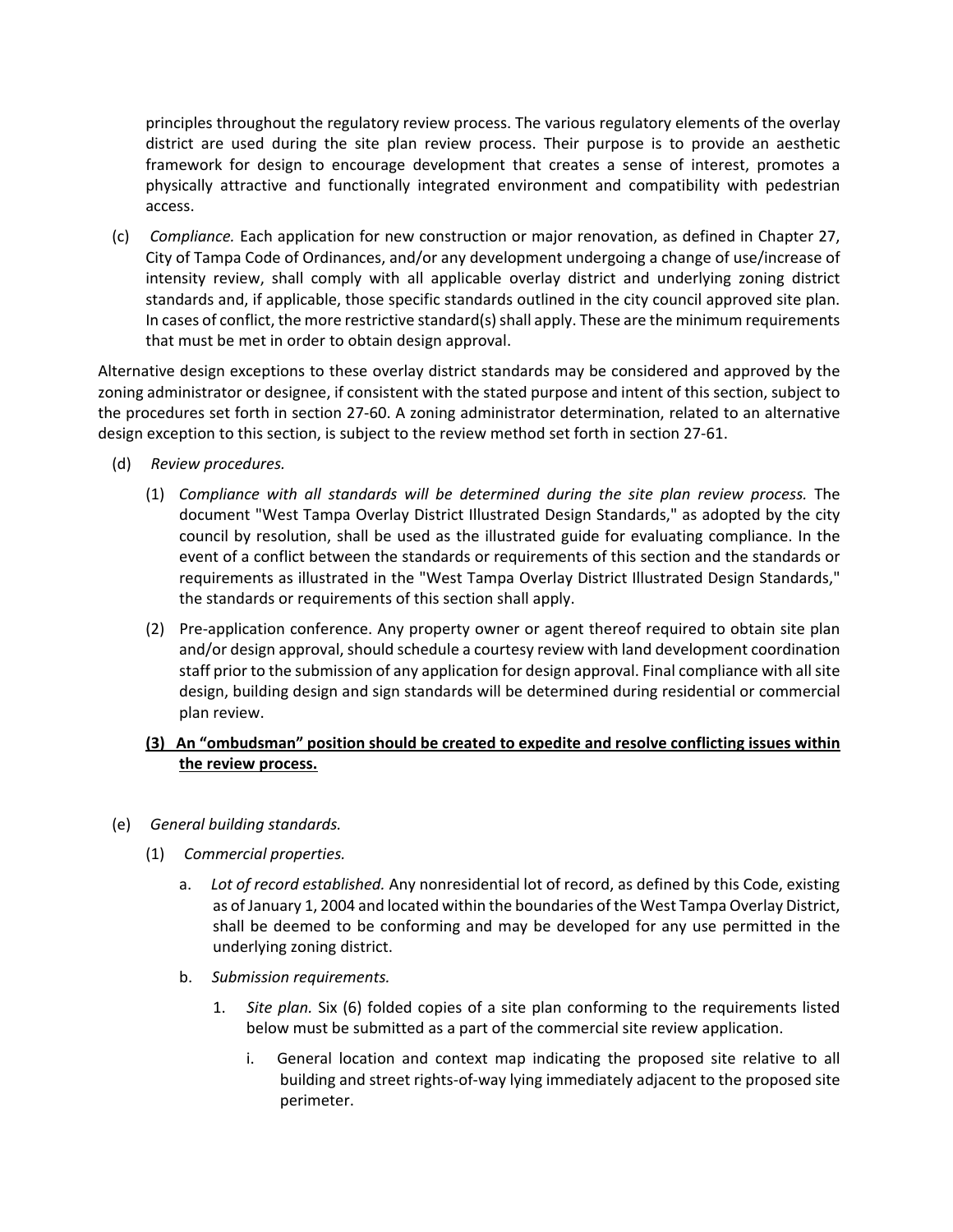principles throughout the regulatory review process. The various regulatory elements of the overlay district are used during the site plan review process. Their purpose is to provide an aesthetic framework for design to encourage development that creates a sense of interest, promotes a physically attractive and functionally integrated environment and compatibility with pedestrian access.

(c) *Compliance.* Each application for new construction or major renovation, as defined in Chapter 27, City of Tampa Code of Ordinances, and/or any development undergoing a change of use/increase of intensity review, shall comply with all applicable overlay district and underlying zoning district standards and, if applicable, those specific standards outlined in the city council approved site plan. In cases of conflict, the more restrictive standard(s) shall apply. These are the minimum requirements that must be met in order to obtain design approval.

Alternative design exceptions to these overlay district standards may be considered and approved by the zoning administrator or designee, if consistent with the stated purpose and intent of this section, subject to the procedures set forth in section 27-60. A zoning administrator determination, related to an alternative design exception to this section, is subject to the review method set forth in section 27-61.

(d) *Review procedures.*

(1) *Compliance with all standards will be determined during the site plan review process.* The document "West Tampa Overlay District Illustrated Design Standards," as adopted by the city council by resolution, shall be used as the illustrated guide for evaluating compliance. In the event of a conflict between the standards or requirements of this section and the standards or requirements as illustrated in the "West Tampa Overlay District Illustrated Design Standards," the standards or requirements of this section shall apply.

(2) Pre-application conference. Any property owner or agent thereof required to obtain site plan and/or design approval, should schedule a courtesy review with land development coordination staff prior to the submission of any application for design approval. Final compliance with all site design, building design and sign standards will be determined during residential or commercial plan review.

**(3) An "ombudsman" position should be created to expedite and resolve conflicting issues within the review process.**

(e) *General building standards.*

(1) *Commercial properties.*

a. *Lot of record established.* Any nonresidential lot of record, as defined by this Code, existing as of January 1, 2004 and located within the boundaries of the West Tampa Overlay District, shall be deemed to be conforming and may be developed for any use permitted in the underlying zoning district.

b. *Submission requirements.*

1. *Site plan.* Six (6) folded copies of a site plan conforming to the requirements listed below must be submitted as a part of the commercial site review application.

i. General location and context map indicating the proposed site relative to all building and street rights-of-way lying immediately adjacent to the proposed site perimeter.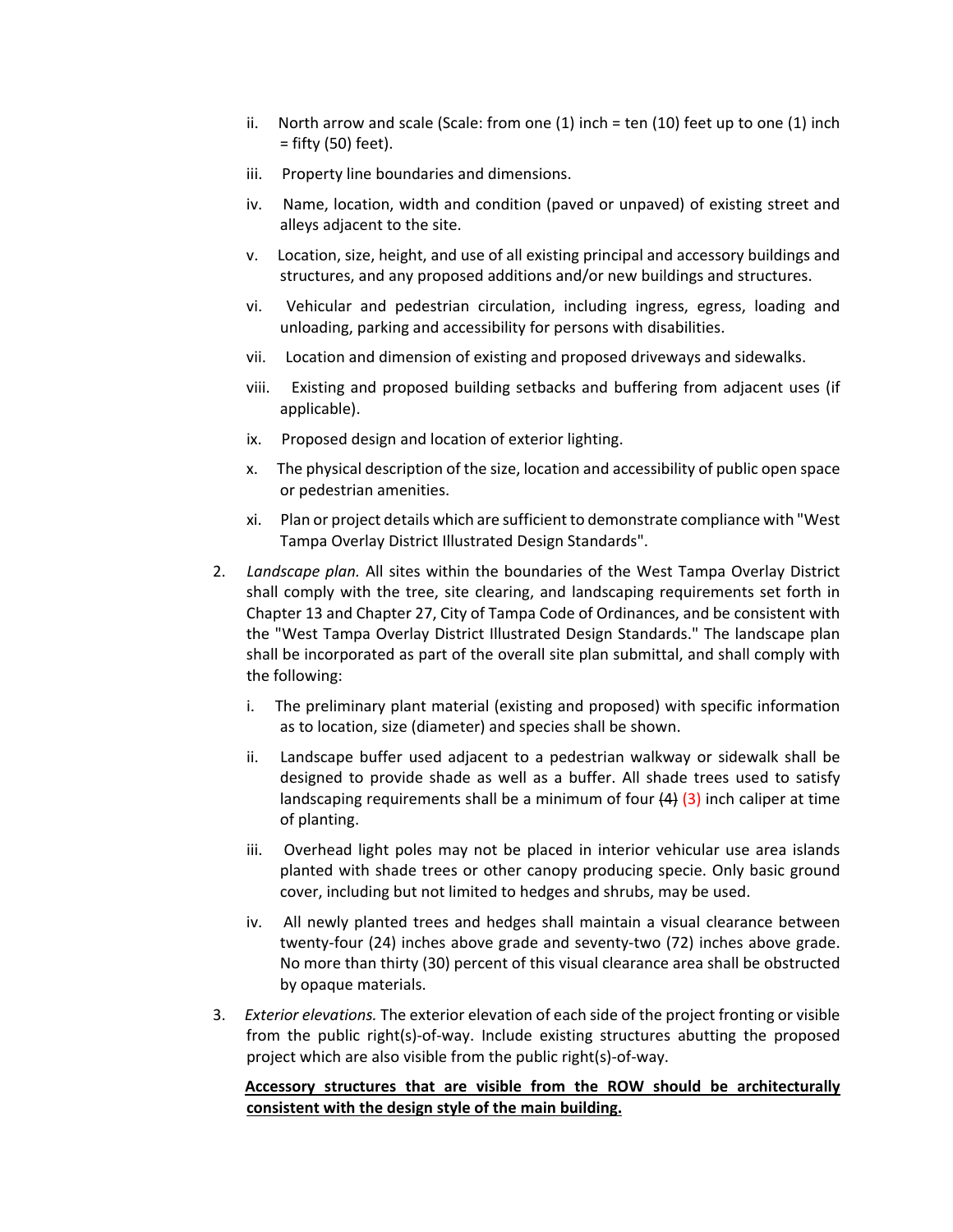ii. North arrow and scale (Scale: from one (1) inch = ten (10) feet up to one (1) inch = fifty (50) feet).

iii. Property line boundaries and dimensions.

iv. Name, location, width and condition (paved or unpaved) of existing street and alleys adjacent to the site.

v. Location, size, height, and use of all existing principal and accessory buildings and structures, and any proposed additions and/or new buildings and structures.

vi. Vehicular and pedestrian circulation, including ingress, egress, loading and unloading, parking and accessibility for persons with disabilities.

vii. Location and dimension of existing and proposed driveways and sidewalks.

viii. Existing and proposed building setbacks and buffering from adjacent uses (if applicable).

ix. Proposed design and location of exterior lighting.

x. The physical description of the size, location and accessibility of public open space or pedestrian amenities.

xi. Plan or project details which are sufficient to demonstrate compliance with "West Tampa Overlay District Illustrated Design Standards".

2. *Landscape plan.* All sites within the boundaries of the West Tampa Overlay District shall comply with the tree, site clearing, and landscaping requirements set forth in Chapter 13 and Chapter 27, City of Tampa Code of Ordinances, and be consistent with the "West Tampa Overlay District Illustrated Design Standards." The landscape plan shall be incorporated as part of the overall site plan submittal, and shall comply with the following:

   i. The preliminary plant material (existing and proposed) with specific information as to location, size (diameter) and species shall be shown.

   ii. Landscape buffer used adjacent to a pedestrian walkway or sidewalk shall be designed to provide shade as well as a buffer. All shade trees used to satisfy landscaping requirements shall be a minimum of four ~~(4)~~ (3) inch caliper at time of planting.

   iii. Overhead light poles may not be placed in interior vehicular use area islands planted with shade trees or other canopy producing specie. Only basic ground cover, including but not limited to hedges and shrubs, may be used.

   iv. All newly planted trees and hedges shall maintain a visual clearance between twenty-four (24) inches above grade and seventy-two (72) inches above grade. No more than thirty (30) percent of this visual clearance area shall be obstructed by opaque materials.

3. *Exterior elevations.* The exterior elevation of each side of the project fronting or visible from the public right(s)-of-way. Include existing structures abutting the proposed project which are also visible from the public right(s)-of-way.

   **Accessory structures that are visible from the ROW should be architecturally consistent with the design style of the main building.**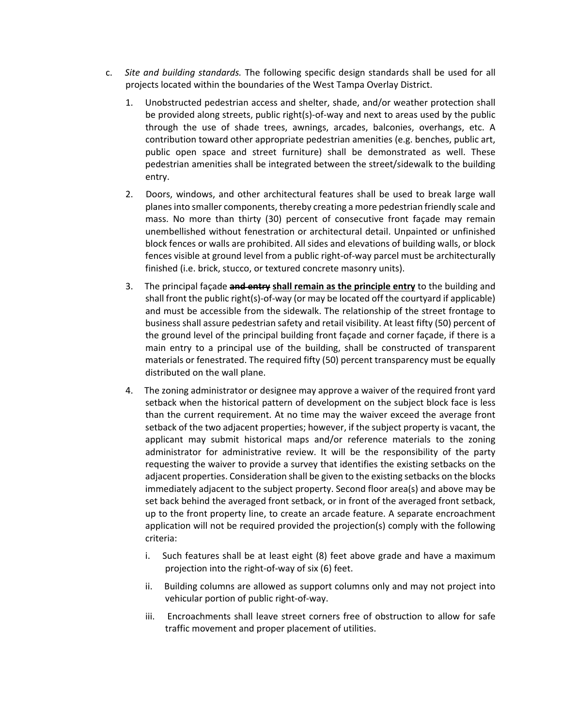c. *Site and building standards.* The following specific design standards shall be used for all projects located within the boundaries of the West Tampa Overlay District.

1. Unobstructed pedestrian access and shelter, shade, and/or weather protection shall be provided along streets, public right(s)-of-way and next to areas used by the public through the use of shade trees, awnings, arcades, balconies, overhangs, etc. A contribution toward other appropriate pedestrian amenities (e.g. benches, public art, public open space and street furniture) shall be demonstrated as well. These pedestrian amenities shall be integrated between the street/sidewalk to the building entry.

2. Doors, windows, and other architectural features shall be used to break large wall planes into smaller components, thereby creating a more pedestrian friendly scale and mass. No more than thirty (30) percent of consecutive front façade may remain unembellished without fenestration or architectural detail. Unpainted or unfinished block fences or walls are prohibited. All sides and elevations of building walls, or block fences visible at ground level from a public right-of-way parcel must be architecturally finished (i.e. brick, stucco, or textured concrete masonry units).

3. The principal façade ~~and entry~~ <u>**shall remain as the principle entry**</u> to the building and shall front the public right(s)-of-way (or may be located off the courtyard if applicable) and must be accessible from the sidewalk. The relationship of the street frontage to business shall assure pedestrian safety and retail visibility. At least fifty (50) percent of the ground level of the principal building front façade and corner façade, if there is a main entry to a principal use of the building, shall be constructed of transparent materials or fenestrated. The required fifty (50) percent transparency must be equally distributed on the wall plane.

4. The zoning administrator or designee may approve a waiver of the required front yard setback when the historical pattern of development on the subject block face is less than the current requirement. At no time may the waiver exceed the average front setback of the two adjacent properties; however, if the subject property is vacant, the applicant may submit historical maps and/or reference materials to the zoning administrator for administrative review. It will be the responsibility of the party requesting the waiver to provide a survey that identifies the existing setbacks on the adjacent properties. Consideration shall be given to the existing setbacks on the blocks immediately adjacent to the subject property. Second floor area(s) and above may be set back behind the averaged front setback, or in front of the averaged front setback, up to the front property line, to create an arcade feature. A separate encroachment application will not be required provided the projection(s) comply with the following criteria:

   i. Such features shall be at least eight (8) feet above grade and have a maximum projection into the right-of-way of six (6) feet.

   ii. Building columns are allowed as support columns only and may not project into vehicular portion of public right-of-way.

   iii. Encroachments shall leave street corners free of obstruction to allow for safe traffic movement and proper placement of utilities.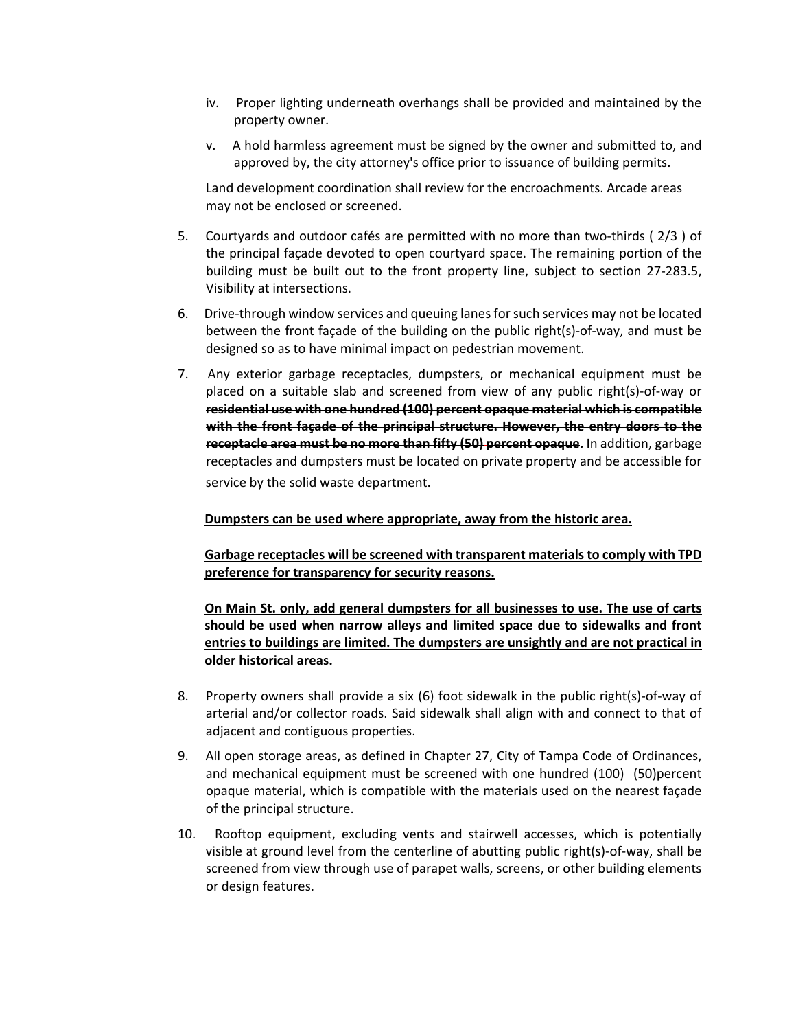iv. Proper lighting underneath overhangs shall be provided and maintained by the property owner.

v. A hold harmless agreement must be signed by the owner and submitted to, and approved by, the city attorney's office prior to issuance of building permits.

Land development coordination shall review for the encroachments. Arcade areas may not be enclosed or screened.

5. Courtyards and outdoor cafés are permitted with no more than two-thirds ( 2/3 ) of the principal façade devoted to open courtyard space. The remaining portion of the building must be built out to the front property line, subject to section 27-283.5, Visibility at intersections.

6. Drive-through window services and queuing lanes for such services may not be located between the front façade of the building on the public right(s)-of-way, and must be designed so as to have minimal impact on pedestrian movement.

7. Any exterior garbage receptacles, dumpsters, or mechanical equipment must be placed on a suitable slab and screened from view of any public right(s)-of-way or ~~**residential use with one hundred (100) percent opaque material which is compatible with the front façade of the principal structure. However, the entry doors to the receptacle area must be no more than fifty (50) percent opaque**~~. In addition, garbage receptacles and dumpsters must be located on private property and be accessible for service by the solid waste department.

   <u>**Dumpsters can be used where appropriate, away from the historic area.**</u>

   <u>**Garbage receptacles will be screened with transparent materials to comply with TPD preference for transparency for security reasons.**</u>

   <u>**On Main St. only, add general dumpsters for all businesses to use. The use of carts should be used when narrow alleys and limited space due to sidewalks and front entries to buildings are limited. The dumpsters are unsightly and are not practical in older historical areas.**</u>

8. Property owners shall provide a six (6) foot sidewalk in the public right(s)-of-way of arterial and/or collector roads. Said sidewalk shall align with and connect to that of adjacent and contiguous properties.

9. All open storage areas, as defined in Chapter 27, City of Tampa Code of Ordinances, and mechanical equipment must be screened with one hundred (~~100)~~ (50)percent opaque material, which is compatible with the materials used on the nearest façade of the principal structure.

10. Rooftop equipment, excluding vents and stairwell accesses, which is potentially visible at ground level from the centerline of abutting public right(s)-of-way, shall be screened from view through use of parapet walls, screens, or other building elements or design features.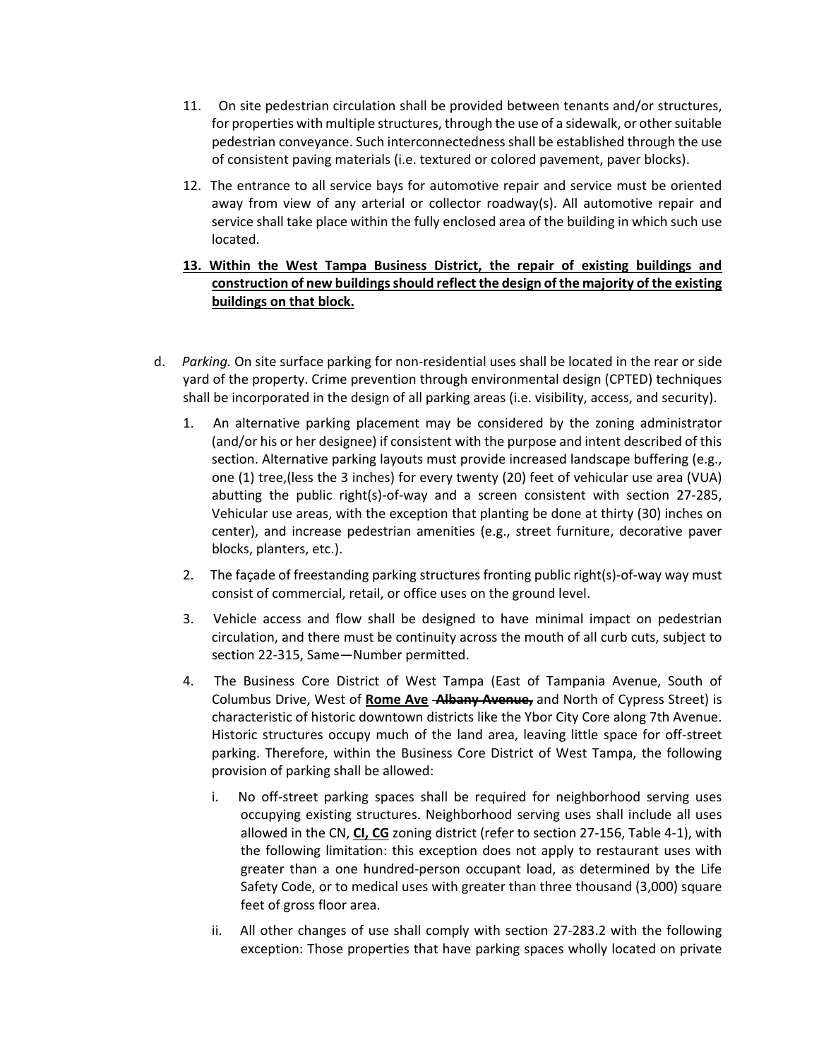11. On site pedestrian circulation shall be provided between tenants and/or structures, for properties with multiple structures, through the use of a sidewalk, or other suitable pedestrian conveyance. Such interconnectedness shall be established through the use of consistent paving materials (i.e. textured or colored pavement, paver blocks).

12. The entrance to all service bays for automotive repair and service must be oriented away from view of any arterial or collector roadway(s). All automotive repair and service shall take place within the fully enclosed area of the building in which such use located.

13. <u>**Within the West Tampa Business District, the repair of existing buildings and construction of new buildings should reflect the design of the majority of the existing buildings on that block.**</u>

d. *Parking.* On site surface parking for non-residential uses shall be located in the rear or side yard of the property. Crime prevention through environmental design (CPTED) techniques shall be incorporated in the design of all parking areas (i.e. visibility, access, and security).

   1. An alternative parking placement may be considered by the zoning administrator (and/or his or her designee) if consistent with the purpose and intent described of this section. Alternative parking layouts must provide increased landscape buffering (e.g., one (1) tree,(less the 3 inches) for every twenty (20) feet of vehicular use area (VUA) abutting the public right(s)-of-way and a screen consistent with section 27-285, Vehicular use areas, with the exception that planting be done at thirty (30) inches on center), and increase pedestrian amenities (e.g., street furniture, decorative paver blocks, planters, etc.).

   2. The façade of freestanding parking structures fronting public right(s)-of-way way must consist of commercial, retail, or office uses on the ground level.

   3. Vehicle access and flow shall be designed to have minimal impact on pedestrian circulation, and there must be continuity across the mouth of all curb cuts, subject to section 22-315, Same—Number permitted.

   4. The Business Core District of West Tampa (East of Tampania Avenue, South of Columbus Drive, West of <u>**Rome Ave**</u> ~~**Albany Avenue,**~~ and North of Cypress Street) is characteristic of historic downtown districts like the Ybor City Core along 7th Avenue. Historic structures occupy much of the land area, leaving little space for off-street parking. Therefore, within the Business Core District of West Tampa, the following provision of parking shall be allowed:

      i. No off-street parking spaces shall be required for neighborhood serving uses occupying existing structures. Neighborhood serving uses shall include all uses allowed in the CN, <u>**CI, CG**</u> zoning district (refer to section 27-156, Table 4-1), with the following limitation: this exception does not apply to restaurant uses with greater than a one hundred-person occupant load, as determined by the Life Safety Code, or to medical uses with greater than three thousand (3,000) square feet of gross floor area.

      ii. All other changes of use shall comply with section 27-283.2 with the following exception: Those properties that have parking spaces wholly located on private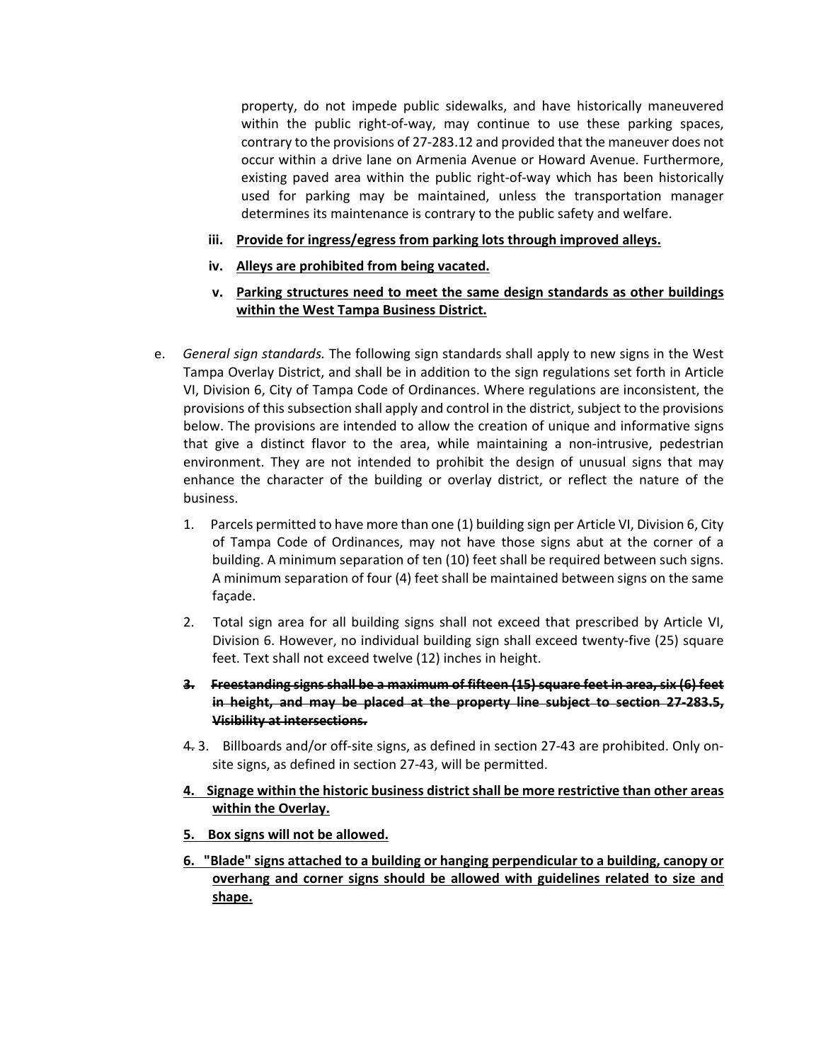property, do not impede public sidewalks, and have historically maneuvered within the public right-of-way, may continue to use these parking spaces, contrary to the provisions of 27-283.12 and provided that the maneuver does not occur within a drive lane on Armenia Avenue or Howard Avenue. Furthermore, existing paved area within the public right-of-way which has been historically used for parking may be maintained, unless the transportation manager determines its maintenance is contrary to the public safety and welfare.

iii. <u>**Provide for ingress/egress from parking lots through improved alleys.**</u>

iv. <u>**Alleys are prohibited from being vacated.**</u>

v. <u>**Parking structures need to meet the same design standards as other buildings within the West Tampa Business District.**</u>

e. *General sign standards.* The following sign standards shall apply to new signs in the West Tampa Overlay District, and shall be in addition to the sign regulations set forth in Article VI, Division 6, City of Tampa Code of Ordinances. Where regulations are inconsistent, the provisions of this subsection shall apply and control in the district, subject to the provisions below. The provisions are intended to allow the creation of unique and informative signs that give a distinct flavor to the area, while maintaining a non-intrusive, pedestrian environment. They are not intended to prohibit the design of unusual signs that may enhance the character of the building or overlay district, or reflect the nature of the business.

1. Parcels permitted to have more than one (1) building sign per Article VI, Division 6, City of Tampa Code of Ordinances, may not have those signs abut at the corner of a building. A minimum separation of ten (10) feet shall be required between such signs. A minimum separation of four (4) feet shall be maintained between signs on the same façade.

2. Total sign area for all building signs shall not exceed that prescribed by Article VI, Division 6. However, no individual building sign shall exceed twenty-five (25) square feet. Text shall not exceed twelve (12) inches in height.

~~**3. Freestanding signs shall be a maximum of fifteen (15) square feet in area, six (6) feet in height, and may be placed at the property line subject to section 27-283.5, Visibility at intersections.**~~

~~4.~~ 3. Billboards and/or off-site signs, as defined in section 27-43 are prohibited. Only on-site signs, as defined in section 27-43, will be permitted.

<u>**4. Signage within the historic business district shall be more restrictive than other areas within the Overlay.**</u>

<u>**5. Box signs will not be allowed.**</u>

<u>**6. "Blade" signs attached to a building or hanging perpendicular to a building, canopy or overhang and corner signs should be allowed with guidelines related to size and shape.**</u>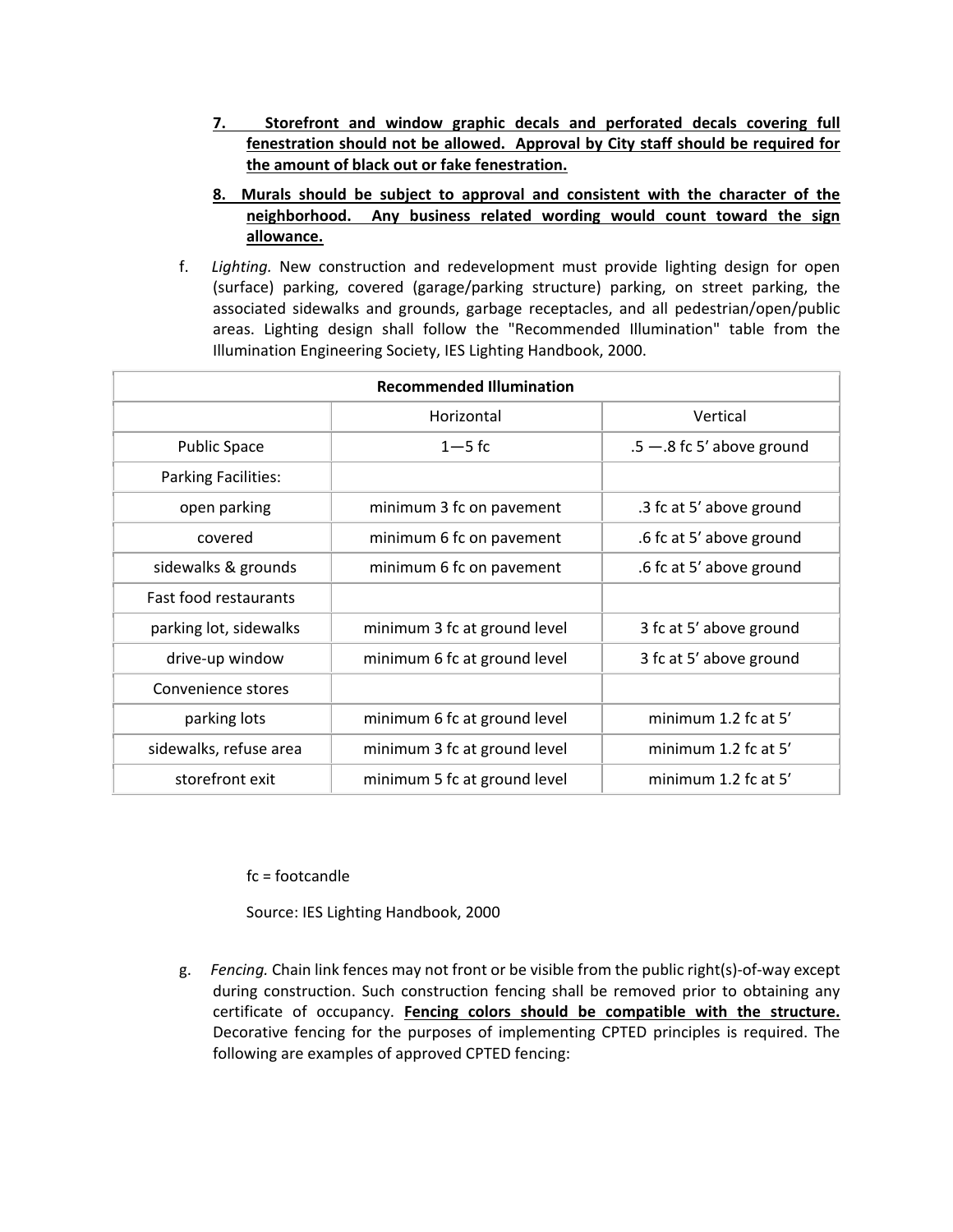7. **Storefront and window graphic decals and perforated decals covering full fenestration should not be allowed. Approval by City staff should be required for the amount of black out or fake fenestration.**

8. **Murals should be subject to approval and consistent with the character of the neighborhood. Any business related wording would count toward the sign allowance.**

f. *Lighting.* New construction and redevelopment must provide lighting design for open (surface) parking, covered (garage/parking structure) parking, on street parking, the associated sidewalks and grounds, garbage receptacles, and all pedestrian/open/public areas. Lighting design shall follow the "Recommended Illumination" table from the Illumination Engineering Society, IES Lighting Handbook, 2000.

| Recommended Illumination | | |
|---|---|---|
| | Horizontal | Vertical |
| Public Space | 1—5 fc | .5 —.8 fc 5' above ground |
| Parking Facilities: | | |
| open parking | minimum 3 fc on pavement | .3 fc at 5' above ground |
| covered | minimum 6 fc on pavement | .6 fc at 5' above ground |
| sidewalks & grounds | minimum 6 fc on pavement | .6 fc at 5' above ground |
| Fast food restaurants | | |
| parking lot, sidewalks | minimum 3 fc at ground level | 3 fc at 5' above ground |
| drive-up window | minimum 6 fc at ground level | 3 fc at 5' above ground |
| Convenience stores | | |
| parking lots | minimum 6 fc at ground level | minimum 1.2 fc at 5' |
| sidewalks, refuse area | minimum 3 fc at ground level | minimum 1.2 fc at 5' |
| storefront exit | minimum 5 fc at ground level | minimum 1.2 fc at 5' |

fc = footcandle

Source: IES Lighting Handbook, 2000

g. *Fencing.* Chain link fences may not front or be visible from the public right(s)-of-way except during construction. Such construction fencing shall be removed prior to obtaining any certificate of occupancy. **Fencing colors should be compatible with the structure.** Decorative fencing for the purposes of implementing CPTED principles is required. The following are examples of approved CPTED fencing: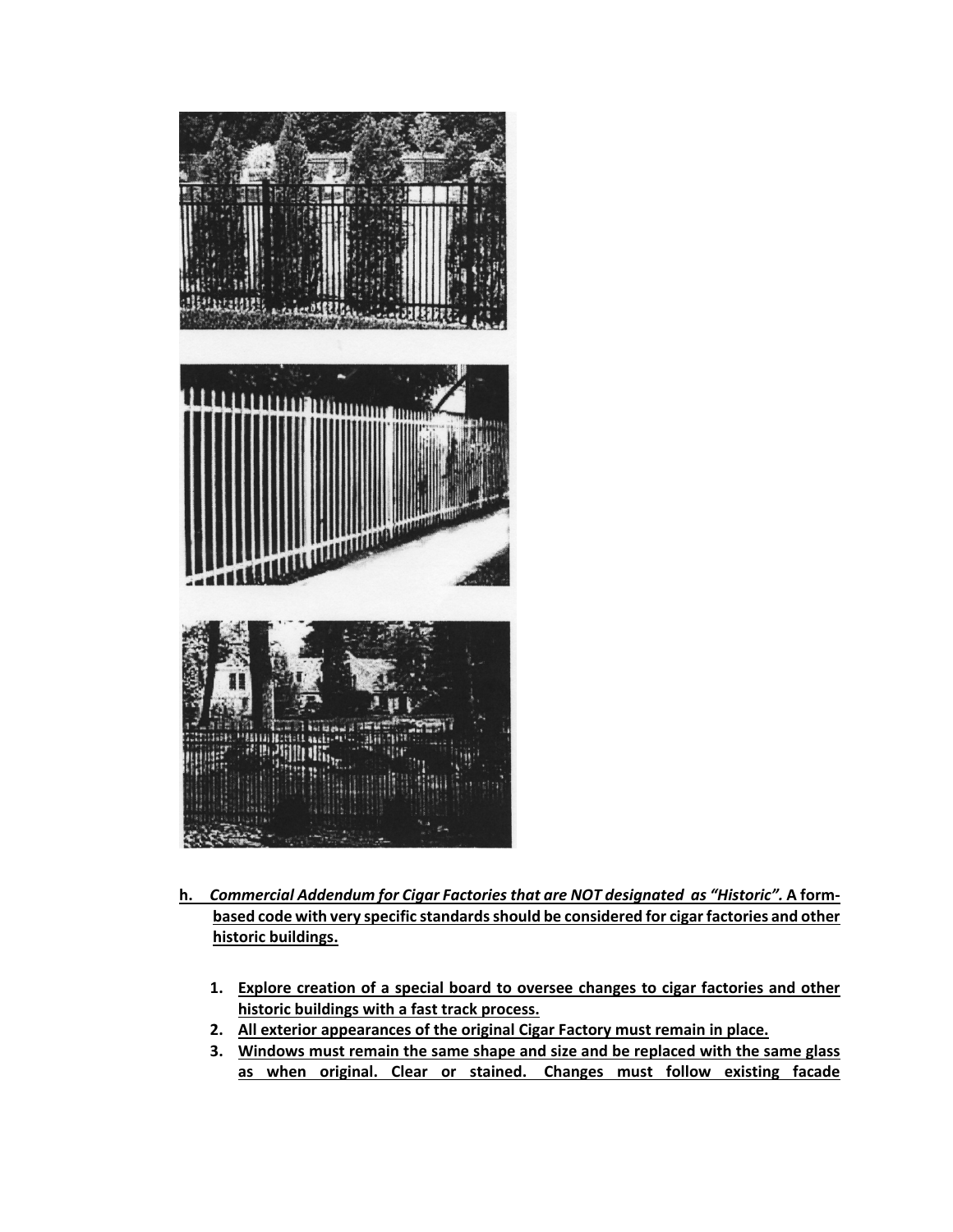**h.** ***Commercial Addendum for Cigar Factories that are NOT designated as "Historic".*** **A form-based code with very specific standards should be considered for cigar factories and other historic buildings.**

1. **Explore creation of a special board to oversee changes to cigar factories and other historic buildings with a fast track process.**
2. **All exterior appearances of the original Cigar Factory must remain in place.**
3. **Windows must remain the same shape and size and be replaced with the same glass as when original. Clear or stained. Changes must follow existing facade**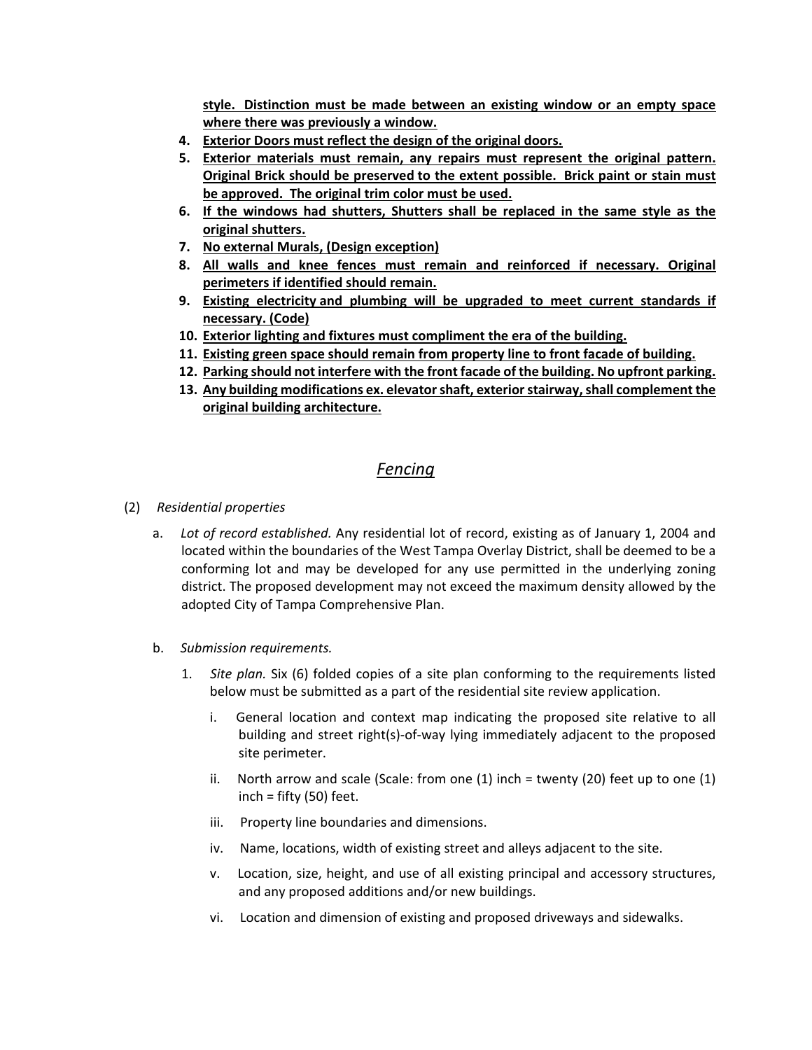**style. Distinction must be made between an existing window or an empty space where there was previously a window.**

4. **Exterior Doors must reflect the design of the original doors.**
5. **Exterior materials must remain, any repairs must represent the original pattern. Original Brick should be preserved to the extent possible. Brick paint or stain must be approved. The original trim color must be used.**
6. **If the windows had shutters, Shutters shall be replaced in the same style as the original shutters.**
7. **No external Murals, (Design exception)**
8. **All walls and knee fences must remain and reinforced if necessary. Original perimeters if identified should remain.**
9. **Existing electricity and plumbing will be upgraded to meet current standards if necessary. (Code)**
10. **Exterior lighting and fixtures must compliment the era of the building.**
11. **Existing green space should remain from property line to front facade of building.**
12. **Parking should not interfere with the front facade of the building. No upfront parking.**
13. **Any building modifications ex. elevator shaft, exterior stairway, shall complement the original building architecture.**

## *Fencing*

(2) *Residential properties*

a. *Lot of record established.* Any residential lot of record, existing as of January 1, 2004 and located within the boundaries of the West Tampa Overlay District, shall be deemed to be a conforming lot and may be developed for any use permitted in the underlying zoning district. The proposed development may not exceed the maximum density allowed by the adopted City of Tampa Comprehensive Plan.

b. *Submission requirements.*

1. *Site plan.* Six (6) folded copies of a site plan conforming to the requirements listed below must be submitted as a part of the residential site review application.

   i. General location and context map indicating the proposed site relative to all building and street right(s)-of-way lying immediately adjacent to the proposed site perimeter.

   ii. North arrow and scale (Scale: from one (1) inch = twenty (20) feet up to one (1) inch = fifty (50) feet.

   iii. Property line boundaries and dimensions.

   iv. Name, locations, width of existing street and alleys adjacent to the site.

   v. Location, size, height, and use of all existing principal and accessory structures, and any proposed additions and/or new buildings.

   vi. Location and dimension of existing and proposed driveways and sidewalks.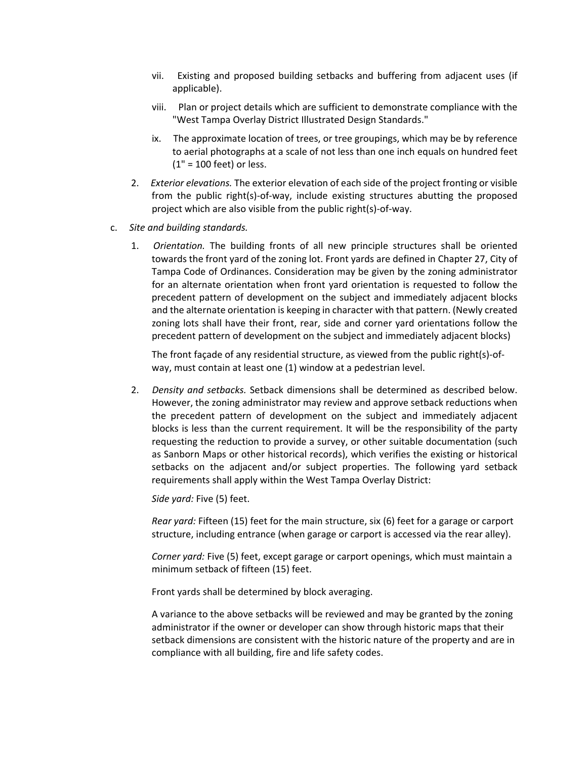vii. Existing and proposed building setbacks and buffering from adjacent uses (if applicable).

viii. Plan or project details which are sufficient to demonstrate compliance with the "West Tampa Overlay District Illustrated Design Standards."

ix. The approximate location of trees, or tree groupings, which may be by reference to aerial photographs at a scale of not less than one inch equals on hundred feet (1" = 100 feet) or less.

2. *Exterior elevations.* The exterior elevation of each side of the project fronting or visible from the public right(s)-of-way, include existing structures abutting the proposed project which are also visible from the public right(s)-of-way.

c. *Site and building standards.*

1. *Orientation.* The building fronts of all new principle structures shall be oriented towards the front yard of the zoning lot. Front yards are defined in Chapter 27, City of Tampa Code of Ordinances. Consideration may be given by the zoning administrator for an alternate orientation when front yard orientation is requested to follow the precedent pattern of development on the subject and immediately adjacent blocks and the alternate orientation is keeping in character with that pattern. (Newly created zoning lots shall have their front, rear, side and corner yard orientations follow the precedent pattern of development on the subject and immediately adjacent blocks)

   The front façade of any residential structure, as viewed from the public right(s)-of-way, must contain at least one (1) window at a pedestrian level.

2. *Density and setbacks.* Setback dimensions shall be determined as described below. However, the zoning administrator may review and approve setback reductions when the precedent pattern of development on the subject and immediately adjacent blocks is less than the current requirement. It will be the responsibility of the party requesting the reduction to provide a survey, or other suitable documentation (such as Sanborn Maps or other historical records), which verifies the existing or historical setbacks on the adjacent and/or subject properties. The following yard setback requirements shall apply within the West Tampa Overlay District:

   *Side yard:* Five (5) feet.

   *Rear yard:* Fifteen (15) feet for the main structure, six (6) feet for a garage or carport structure, including entrance (when garage or carport is accessed via the rear alley).

   *Corner yard:* Five (5) feet, except garage or carport openings, which must maintain a minimum setback of fifteen (15) feet.

   Front yards shall be determined by block averaging.

   A variance to the above setbacks will be reviewed and may be granted by the zoning administrator if the owner or developer can show through historic maps that their setback dimensions are consistent with the historic nature of the property and are in compliance with all building, fire and life safety codes.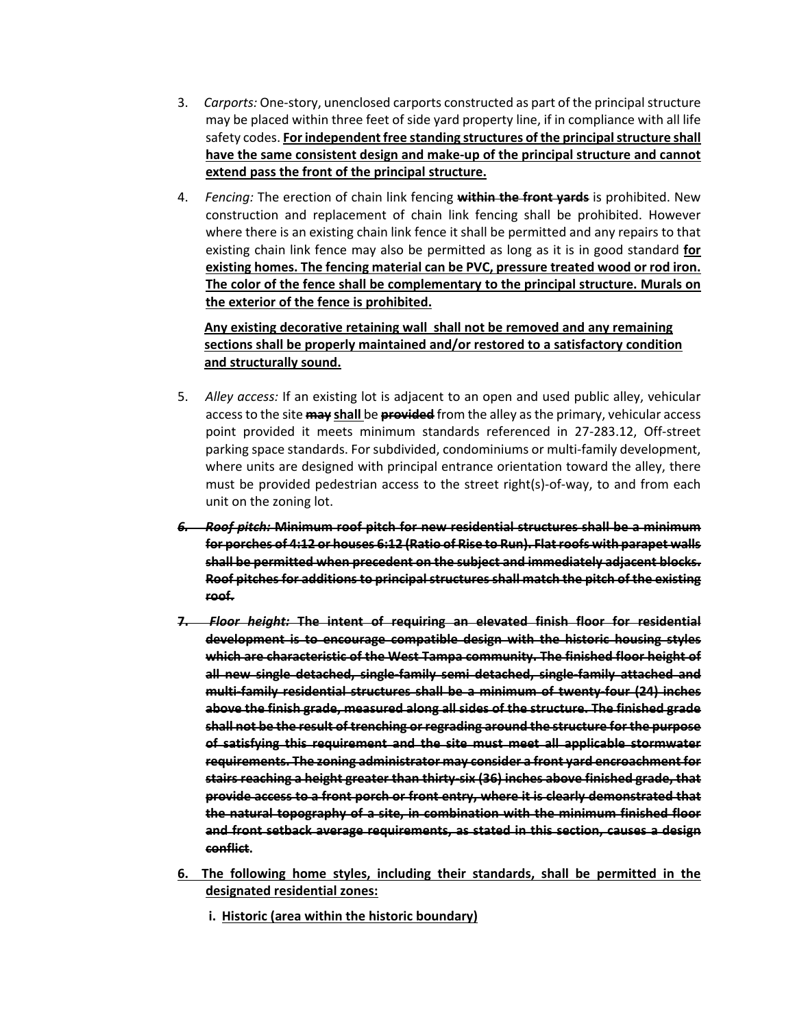3. *Carports:* One-story, unenclosed carports constructed as part of the principal structure may be placed within three feet of side yard property line, if in compliance with all life safety codes. <u>**For independent free standing structures of the principal structure shall have the same consistent design and make-up of the principal structure and cannot extend pass the front of the principal structure.**</u>

4. *Fencing:* The erection of chain link fencing ~~**within the front yards**~~ is prohibited. New construction and replacement of chain link fencing shall be prohibited. However where there is an existing chain link fence it shall be permitted and any repairs to that existing chain link fence may also be permitted as long as it is in good standard <u>**for existing homes. The fencing material can be PVC, pressure treated wood or rod iron. The color of the fence shall be complementary to the principal structure. Murals on the exterior of the fence is prohibited.**</u>

   <u>**Any existing decorative retaining wall shall not be removed and any remaining sections shall be properly maintained and/or restored to a satisfactory condition and structurally sound.**</u>

5. *Alley access:* If an existing lot is adjacent to an open and used public alley, vehicular access to the site ~~**may**~~ <u>**shall**</u> be ~~**provided**~~ from the alley as the primary, vehicular access point provided it meets minimum standards referenced in 27-283.12, Off-street parking space standards. For subdivided, condominiums or multi-family development, where units are designed with principal entrance orientation toward the alley, there must be provided pedestrian access to the street right(s)-of-way, to and from each unit on the zoning lot.

~~***6. Roof pitch:* Minimum roof pitch for new residential structures shall be a minimum for porches of 4:12 or houses 6:12 (Ratio of Rise to Run). Flat roofs with parapet walls shall be permitted when precedent on the subject and immediately adjacent blocks. Roof pitches for additions to principal structures shall match the pitch of the existing roof.**~~

~~***7. Floor height:* The intent of requiring an elevated finish floor for residential development is to encourage compatible design with the historic housing styles which are characteristic of the West Tampa community. The finished floor height of all new single detached, single-family semi detached, single-family attached and multi-family residential structures shall be a minimum of twenty-four (24) inches above the finish grade, measured along all sides of the structure. The finished grade shall not be the result of trenching or regrading around the structure for the purpose of satisfying this requirement and the site must meet all applicable stormwater requirements. The zoning administrator may consider a front yard encroachment for stairs reaching a height greater than thirty-six (36) inches above finished grade, that provide access to a front porch or front entry, where it is clearly demonstrated that the natural topography of a site, in combination with the minimum finished floor and front setback average requirements, as stated in this section, causes a design conflict.**~~

<u>**6. The following home styles, including their standards, shall be permitted in the designated residential zones:**</u>

   <u>**i. Historic (area within the historic boundary)**</u>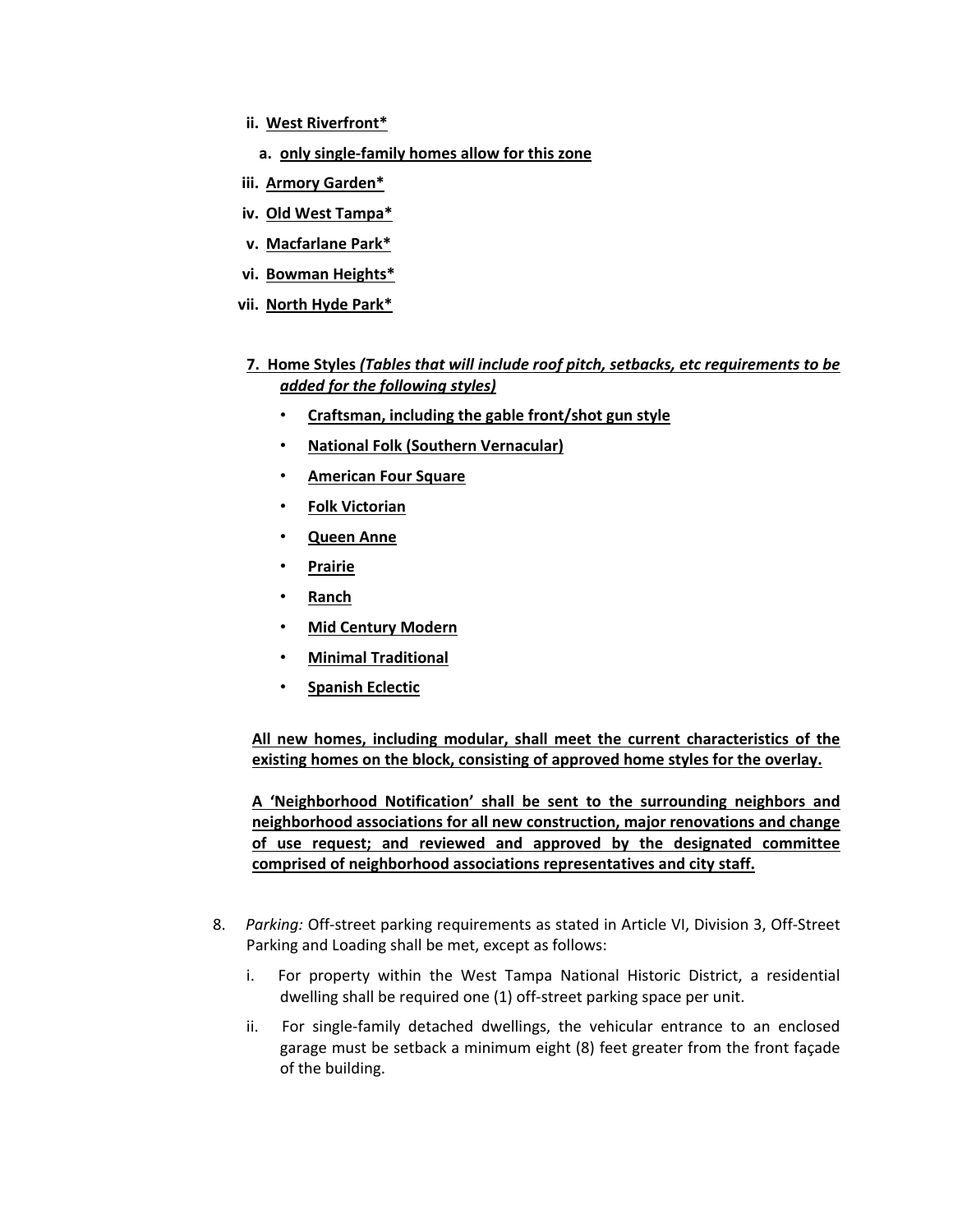ii. **<u>West Riverfront*</u>**

   a. **<u>only single-family homes allow for this zone</u>**

iii. **<u>Armory Garden*</u>**

iv. **<u>Old West Tampa*</u>**

v. **<u>Macfarlane Park*</u>**

vi. **<u>Bowman Heights*</u>**

vii. **<u>North Hyde Park*</u>**

7. **<u>Home Styles</u>** ***<u>(Tables that will include roof pitch, setbacks, etc requirements to be added for the following styles)</u>***

   - **<u>Craftsman, including the gable front/shot gun style</u>**
   - **<u>National Folk (Southern Vernacular)</u>**
   - **<u>American Four Square</u>**
   - **<u>Folk Victorian</u>**
   - **<u>Queen Anne</u>**
   - **<u>Prairie</u>**
   - **<u>Ranch</u>**
   - **<u>Mid Century Modern</u>**
   - **<u>Minimal Traditional</u>**
   - **<u>Spanish Eclectic</u>**

   **<u>All new homes, including modular, shall meet the current characteristics of the existing homes on the block, consisting of approved home styles for the overlay.</u>**

   **<u>A 'Neighborhood Notification' shall be sent to the surrounding neighbors and neighborhood associations for all new construction, major renovations and change of use request; and reviewed and approved by the designated committee comprised of neighborhood associations representatives and city staff.</u>**

8. *Parking:* Off-street parking requirements as stated in Article VI, Division 3, Off-Street Parking and Loading shall be met, except as follows:

   i. For property within the West Tampa National Historic District, a residential dwelling shall be required one (1) off-street parking space per unit.

   ii. For single-family detached dwellings, the vehicular entrance to an enclosed garage must be setback a minimum eight (8) feet greater from the front façade of the building.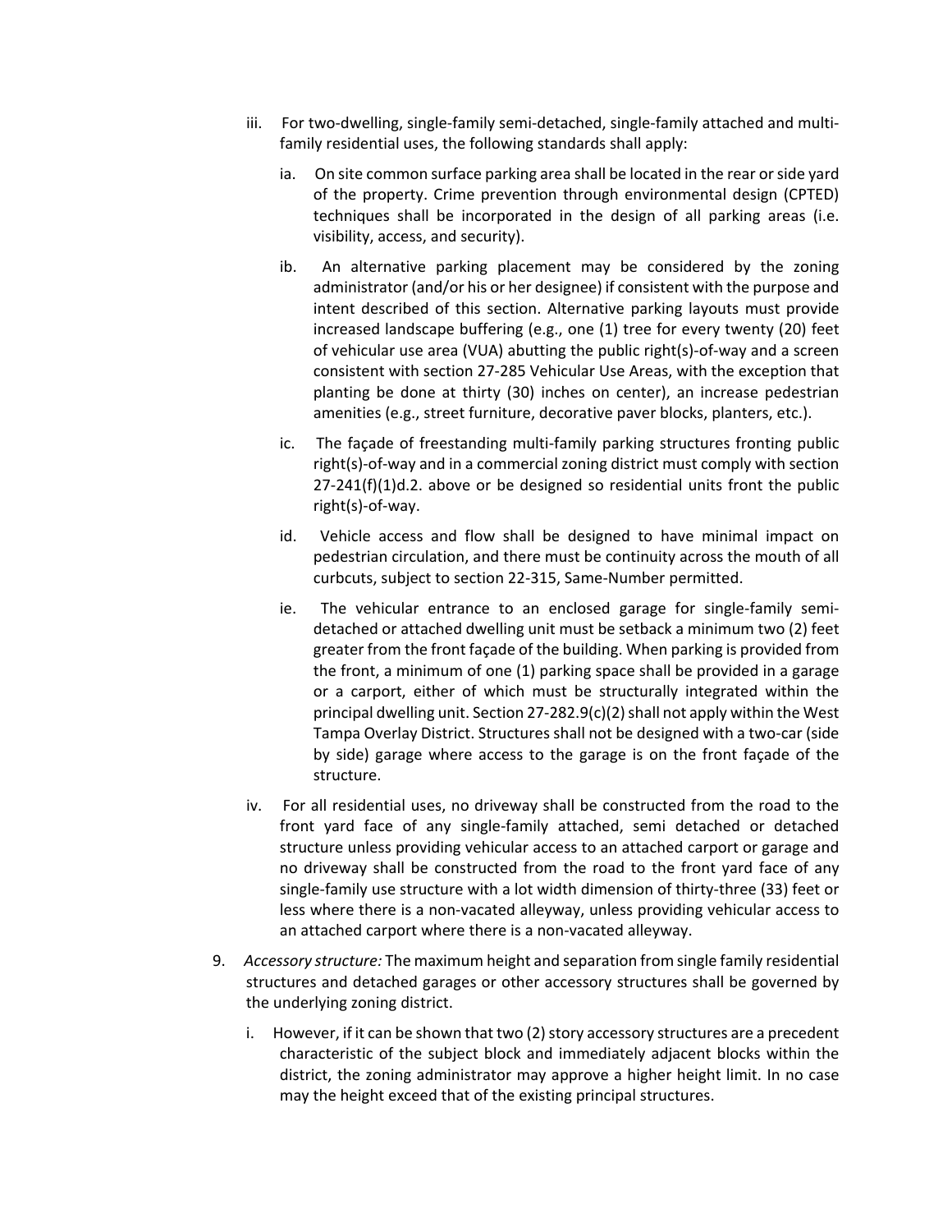iii. For two-dwelling, single-family semi-detached, single-family attached and multi-family residential uses, the following standards shall apply:

ia. On site common surface parking area shall be located in the rear or side yard of the property. Crime prevention through environmental design (CPTED) techniques shall be incorporated in the design of all parking areas (i.e. visibility, access, and security).

ib. An alternative parking placement may be considered by the zoning administrator (and/or his or her designee) if consistent with the purpose and intent described of this section. Alternative parking layouts must provide increased landscape buffering (e.g., one (1) tree for every twenty (20) feet of vehicular use area (VUA) abutting the public right(s)-of-way and a screen consistent with section 27-285 Vehicular Use Areas, with the exception that planting be done at thirty (30) inches on center), an increase pedestrian amenities (e.g., street furniture, decorative paver blocks, planters, etc.).

ic. The façade of freestanding multi-family parking structures fronting public right(s)-of-way and in a commercial zoning district must comply with section 27-241(f)(1)d.2. above or be designed so residential units front the public right(s)-of-way.

id. Vehicle access and flow shall be designed to have minimal impact on pedestrian circulation, and there must be continuity across the mouth of all curbcuts, subject to section 22-315, Same-Number permitted.

ie. The vehicular entrance to an enclosed garage for single-family semi-detached or attached dwelling unit must be setback a minimum two (2) feet greater from the front façade of the building. When parking is provided from the front, a minimum of one (1) parking space shall be provided in a garage or a carport, either of which must be structurally integrated within the principal dwelling unit. Section 27-282.9(c)(2) shall not apply within the West Tampa Overlay District. Structures shall not be designed with a two-car (side by side) garage where access to the garage is on the front façade of the structure.

iv. For all residential uses, no driveway shall be constructed from the road to the front yard face of any single-family attached, semi detached or detached structure unless providing vehicular access to an attached carport or garage and no driveway shall be constructed from the road to the front yard face of any single-family use structure with a lot width dimension of thirty-three (33) feet or less where there is a non-vacated alleyway, unless providing vehicular access to an attached carport where there is a non-vacated alleyway.

9. *Accessory structure:* The maximum height and separation from single family residential structures and detached garages or other accessory structures shall be governed by the underlying zoning district.

   i. However, if it can be shown that two (2) story accessory structures are a precedent characteristic of the subject block and immediately adjacent blocks within the district, the zoning administrator may approve a higher height limit. In no case may the height exceed that of the existing principal structures.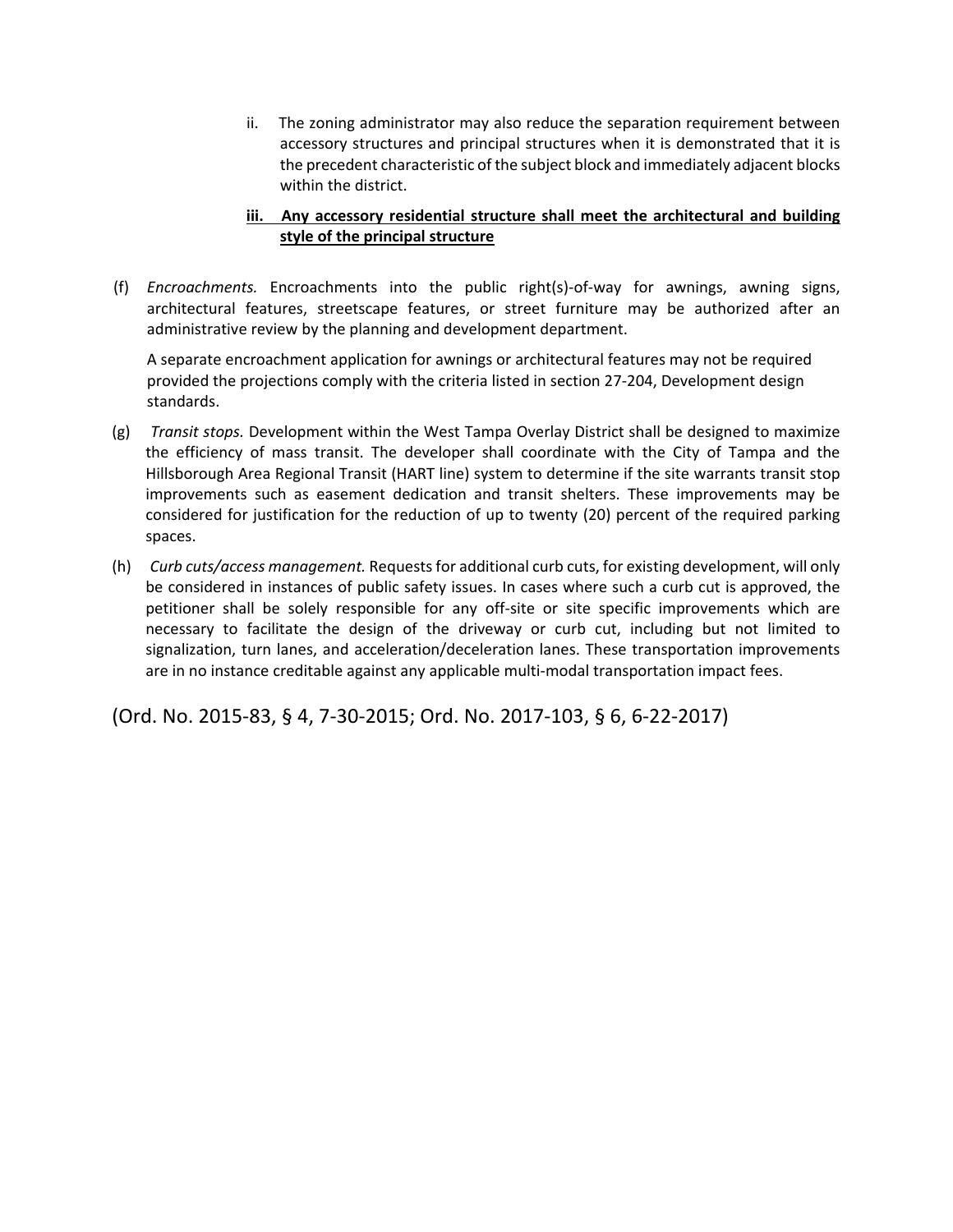ii. The zoning administrator may also reduce the separation requirement between accessory structures and principal structures when it is demonstrated that it is the precedent characteristic of the subject block and immediately adjacent blocks within the district.

<u>**iii. Any accessory residential structure shall meet the architectural and building style of the principal structure**</u>

(f) *Encroachments.* Encroachments into the public right(s)-of-way for awnings, awning signs, architectural features, streetscape features, or street furniture may be authorized after an administrative review by the planning and development department.

A separate encroachment application for awnings or architectural features may not be required provided the projections comply with the criteria listed in section 27-204, Development design standards.

(g) *Transit stops.* Development within the West Tampa Overlay District shall be designed to maximize the efficiency of mass transit. The developer shall coordinate with the City of Tampa and the Hillsborough Area Regional Transit (HART line) system to determine if the site warrants transit stop improvements such as easement dedication and transit shelters. These improvements may be considered for justification for the reduction of up to twenty (20) percent of the required parking spaces.

(h) *Curb cuts/access management.* Requests for additional curb cuts, for existing development, will only be considered in instances of public safety issues. In cases where such a curb cut is approved, the petitioner shall be solely responsible for any off-site or site specific improvements which are necessary to facilitate the design of the driveway or curb cut, including but not limited to signalization, turn lanes, and acceleration/deceleration lanes. These transportation improvements are in no instance creditable against any applicable multi-modal transportation impact fees.

(Ord. No. 2015-83, § 4, 7-30-2015; Ord. No. 2017-103, § 6, 6-22-2017)